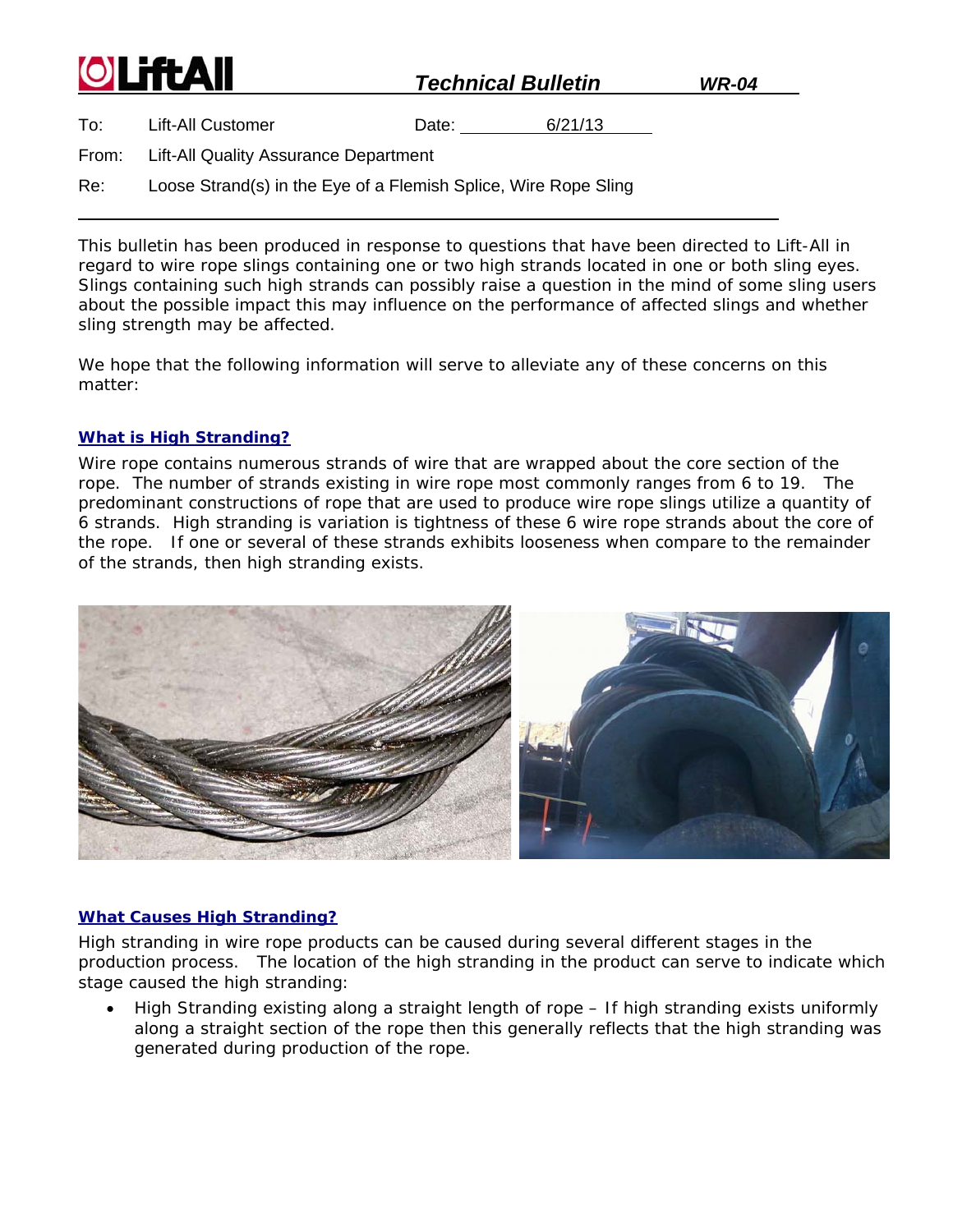# Technical Bulletin WR-04

To: Lift-All Customer

Date: 6/21/13

From: Lift-All Quality Assurance Department

Re: Loose Strand(s) in the Eye of a Flemish Splice, Wire Rope Sling

---

This bulletin has been produced in response to questions that have been directed to Lift-All in regard to wire rope slings containing one or two high strands located in one or both sling eyes. Slings containing such high strands can possibly raise a question in the mind of some sling users about the possible impact this may influence on the performance of affected slings and whether sling strength may be affected.

We hope that the following information will serve to alleviate any of these concerns on this matter:

## What is High Stranding?

Wire rope contains numerous strands of wire that are wrapped about the core section of the rope. The number of strands existing in wire rope most commonly ranges from 6 to 19. The predominant constructions of rope that are used to produce wire rope slings utilize a quantity of 6 strands. High stranding is variation is tightness of these 6 wire rope strands about the core of the rope. If one or several of these strands exhibits looseness when compare to the remainder of the strands, then high stranding exists.

## What Causes High Stranding?

High stranding in wire rope products can be caused during several different stages in the production process. The location of the high stranding in the product can serve to indicate which stage caused the high stranding:

- High Stranding existing along a straight length of rope – If high stranding exists uniformly along a straight section of the rope then this generally reflects that the high stranding was generated during production of the rope.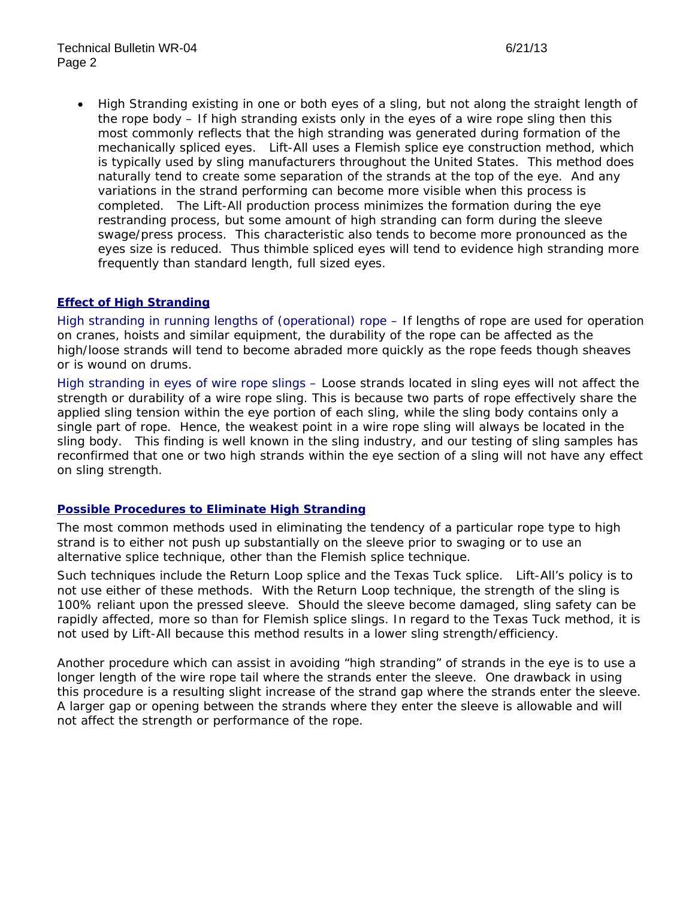- High Stranding existing in one or both eyes of a sling, but not along the straight length of the rope body – If high stranding exists only in the eyes of a wire rope sling then this most commonly reflects that the high stranding was generated during formation of the mechanically spliced eyes. Lift-All uses a Flemish splice eye construction method, which is typically used by sling manufacturers throughout the United States. This method does naturally tend to create some separation of the strands at the top of the eye. And any variations in the strand performing can become more visible when this process is completed. The Lift-All production process minimizes the formation during the eye restranding process, but some amount of high stranding can form during the sleeve swage/press process. This characteristic also tends to become more pronounced as the eyes size is reduced. Thus thimble spliced eyes will tend to evidence high stranding more frequently than standard length, full sized eyes.

## Effect of High Stranding

High stranding in running lengths of (operational) rope – If lengths of rope are used for operation on cranes, hoists and similar equipment, the durability of the rope can be affected as the high/loose strands will tend to become abraded more quickly as the rope feeds though sheaves or is wound on drums.

High stranding in eyes of wire rope slings – Loose strands located in sling eyes will not affect the strength or durability of a wire rope sling. This is because two parts of rope effectively share the applied sling tension within the eye portion of each sling, while the sling body contains only a single part of rope. Hence, the weakest point in a wire rope sling will always be located in the sling body. This finding is well known in the sling industry, and our testing of sling samples has reconfirmed that one or two high strands within the eye section of a sling will not have any effect on sling strength.

## Possible Procedures to Eliminate High Stranding

The most common methods used in eliminating the tendency of a particular rope type to high strand is to either not push up substantially on the sleeve prior to swaging or to use an alternative splice technique, other than the Flemish splice technique.

Such techniques include the Return Loop splice and the Texas Tuck splice. Lift-All's policy is to not use either of these methods. With the Return Loop technique, the strength of the sling is 100% reliant upon the pressed sleeve. Should the sleeve become damaged, sling safety can be rapidly affected, more so than for Flemish splice slings. In regard to the Texas Tuck method, it is not used by Lift-All because this method results in a lower sling strength/efficiency.

Another procedure which can assist in avoiding "high stranding" of strands in the eye is to use a longer length of the wire rope tail where the strands enter the sleeve. One drawback in using this procedure is a resulting slight increase of the strand gap where the strands enter the sleeve. A larger gap or opening between the strands where they enter the sleeve is allowable and will not affect the strength or performance of the rope.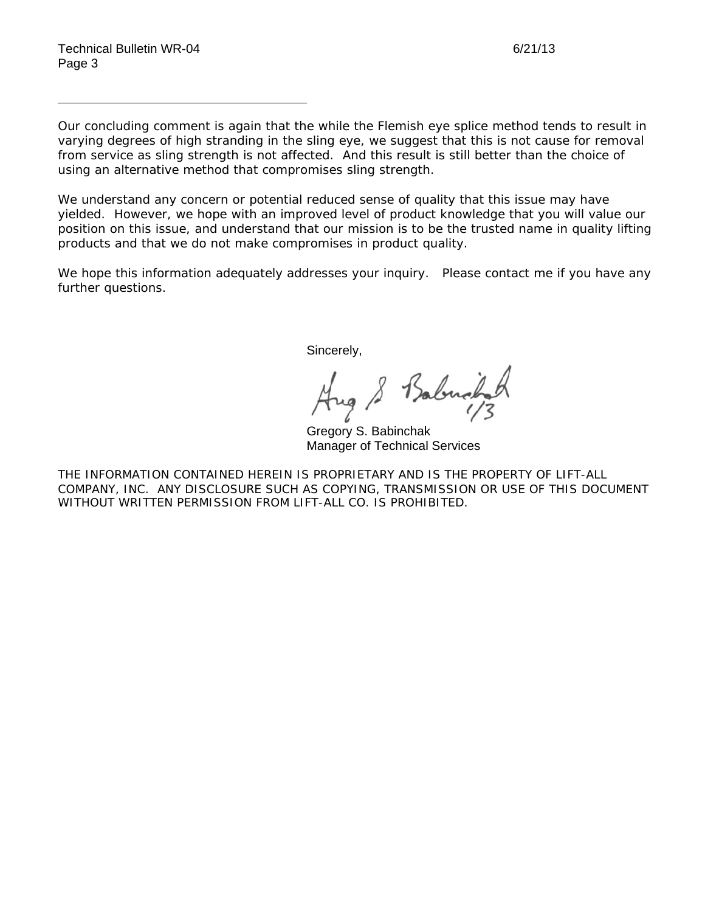Our concluding comment is again that the while the Flemish eye splice method tends to result in varying degrees of high stranding in the sling eye, we suggest that this is not cause for removal from service as sling strength is not affected. And this result is still better than the choice of using an alternative method that compromises sling strength.

We understand any concern or potential reduced sense of quality that this issue may have yielded. However, we hope with an improved level of product knowledge that you will value our position on this issue, and understand that our mission is to be the trusted name in quality lifting products and that we do not make compromises in product quality.

We hope this information adequately addresses your inquiry. Please contact me if you have any further questions.

Sincerely,

Gregory S. Babinchak
Manager of Technical Services

THE INFORMATION CONTAINED HEREIN IS PROPRIETARY AND IS THE PROPERTY OF LIFT-ALL COMPANY, INC. ANY DISCLOSURE SUCH AS COPYING, TRANSMISSION OR USE OF THIS DOCUMENT WITHOUT WRITTEN PERMISSION FROM LIFT-ALL CO. IS PROHIBITED.